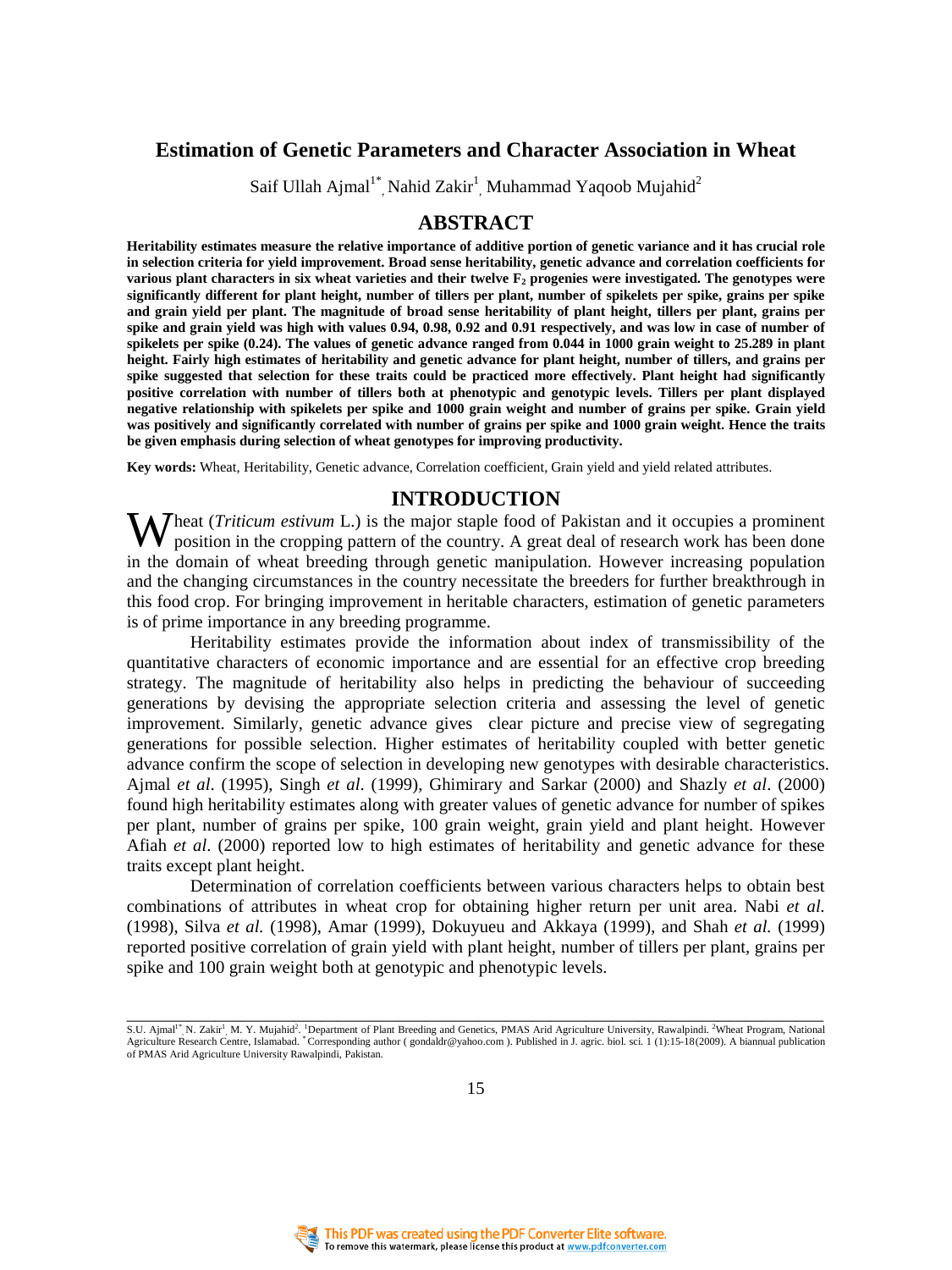# Estimation of Genetic Parameters and Character Association in Wheat

Saif Ullah Ajmal[1*], Nahid Zakir[1], Muhammad Yaqoob Mujahid[2]

## ABSTRACT

**Heritability estimates measure the relative importance of additive portion of genetic variance and it has crucial role in selection criteria for yield improvement. Broad sense heritability, genetic advance and correlation coefficients for various plant characters in six wheat varieties and their twelve $F_2$ progenies were investigated. The genotypes were significantly different for plant height, number of tillers per plant, number of spikelets per spike, grains per spike and grain yield per plant. The magnitude of broad sense heritability of plant height, tillers per plant, grains per spike and grain yield was high with values 0.94, 0.98, 0.92 and 0.91 respectively, and was low in case of number of spikelets per spike (0.24). The values of genetic advance ranged from 0.044 in 1000 grain weight to 25.289 in plant height. Fairly high estimates of heritability and genetic advance for plant height, number of tillers, and grains per spike suggested that selection for these traits could be practiced more effectively. Plant height had significantly positive correlation with number of tillers both at phenotypic and genotypic levels. Tillers per plant displayed negative relationship with spikelets per spike and 1000 grain weight and number of grains per spike. Grain yield was positively and significantly correlated with number of grains per spike and 1000 grain weight. Hence the traits be given emphasis during selection of wheat genotypes for improving productivity.**

**Key words:** Wheat, Heritability, Genetic advance, Correlation coefficient, Grain yield and yield related attributes.

## INTRODUCTION

Wheat (*Triticum estivum* L.) is the major staple food of Pakistan and it occupies a prominent position in the cropping pattern of the country. A great deal of research work has been done in the domain of wheat breeding through genetic manipulation. However increasing population and the changing circumstances in the country necessitate the breeders for further breakthrough in this food crop. For bringing improvement in heritable characters, estimation of genetic parameters is of prime importance in any breeding programme.

Heritability estimates provide the information about index of transmissibility of the quantitative characters of economic importance and are essential for an effective crop breeding strategy. The magnitude of heritability also helps in predicting the behaviour of succeeding generations by devising the appropriate selection criteria and assessing the level of genetic improvement. Similarly, genetic advance gives clear picture and precise view of segregating generations for possible selection. Higher estimates of heritability coupled with better genetic advance confirm the scope of selection in developing new genotypes with desirable characteristics. Ajmal *et al*. (1995), Singh *et al*. (1999), Ghimirary and Sarkar (2000) and Shazly *et al*. (2000) found high heritability estimates along with greater values of genetic advance for number of spikes per plant, number of grains per spike, 100 grain weight, grain yield and plant height. However Afiah *et al*. (2000) reported low to high estimates of heritability and genetic advance for these traits except plant height.

Determination of correlation coefficients between various characters helps to obtain best combinations of attributes in wheat crop for obtaining higher return per unit area. Nabi *et al.* (1998), Silva *et al.* (1998), Amar (1999), Dokuyueu and Akkaya (1999), and Shah *et al.* (1999) reported positive correlation of grain yield with plant height, number of tillers per plant, grains per spike and 100 grain weight both at genotypic and phenotypic levels.

---

S.U. Ajmal[1*], N. Zakir[1], M. Y. Mujahid[2]. [1]Department of Plant Breeding and Genetics, PMAS Arid Agriculture University, Rawalpindi. [2]Wheat Program, National Agriculture Research Centre, Islamabad. [*]Corresponding author ( gondaldr@yahoo.com ). Published in J. agric. biol. sci. 1 (1):15-18(2009). A biannual publication of PMAS Arid Agriculture University Rawalpindi, Pakistan.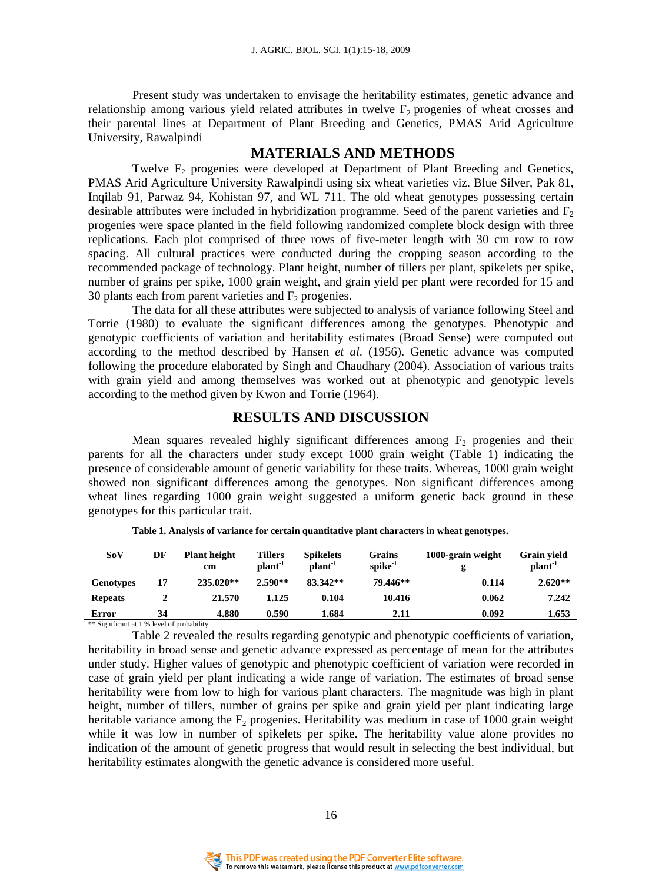Present study was undertaken to envisage the heritability estimates, genetic advance and relationship among various yield related attributes in twelve $F_2$ progenies of wheat crosses and their parental lines at Department of Plant Breeding and Genetics, PMAS Arid Agriculture University, Rawalpindi

## MATERIALS AND METHODS

Twelve $F_2$ progenies were developed at Department of Plant Breeding and Genetics, PMAS Arid Agriculture University Rawalpindi using six wheat varieties viz. Blue Silver, Pak 81, Inqilab 91, Parwaz 94, Kohistan 97, and WL 711. The old wheat genotypes possessing certain desirable attributes were included in hybridization programme. Seed of the parent varieties and $F_2$ progenies were space planted in the field following randomized complete block design with three replications. Each plot comprised of three rows of five-meter length with 30 cm row to row spacing. All cultural practices were conducted during the cropping season according to the recommended package of technology. Plant height, number of tillers per plant, spikelets per spike, number of grains per spike, 1000 grain weight, and grain yield per plant were recorded for 15 and 30 plants each from parent varieties and $F_2$ progenies.

The data for all these attributes were subjected to analysis of variance following Steel and Torrie (1980) to evaluate the significant differences among the genotypes. Phenotypic and genotypic coefficients of variation and heritability estimates (Broad Sense) were computed out according to the method described by Hansen *et al*. (1956). Genetic advance was computed following the procedure elaborated by Singh and Chaudhary (2004). Association of various traits with grain yield and among themselves was worked out at phenotypic and genotypic levels according to the method given by Kwon and Torrie (1964).

## RESULTS AND DISCUSSION

Mean squares revealed highly significant differences among $F_2$ progenies and their parents for all the characters under study except 1000 grain weight (Table 1) indicating the presence of considerable amount of genetic variability for these traits. Whereas, 1000 grain weight showed non significant differences among the genotypes. Non significant differences among wheat lines regarding 1000 grain weight suggested a uniform genetic back ground in these genotypes for this particular trait.

**Table 1. Analysis of variance for certain quantitative plant characters in wheat genotypes.**

| SoV | DF | Plant height cm | Tillers $plant^{-1}$ | Spikelets $plant^{-1}$ | Grains $spike^{-1}$ | 1000-grain weight g | Grain yield $plant^{-1}$ |
|---|---|---|---|---|---|---|---|
| **Genotypes** | 17 | 235.020** | 2.590** | 83.342** | 79.446** | 0.114 | 2.620** |
| **Repeats** | 2 | 21.570 | 1.125 | 0.104 | 10.416 | 0.062 | 7.242 |
| **Error** | 34 | 4.880 | 0.590 | 1.684 | 2.11 | 0.092 | 1.653 |

** Significant at 1 % level of probability

Table 2 revealed the results regarding genotypic and phenotypic coefficients of variation, heritability in broad sense and genetic advance expressed as percentage of mean for the attributes under study. Higher values of genotypic and phenotypic coefficient of variation were recorded in case of grain yield per plant indicating a wide range of variation. The estimates of broad sense heritability were from low to high for various plant characters. The magnitude was high in plant height, number of tillers, number of grains per spike and grain yield per plant indicating large heritable variance among the $F_2$ progenies. Heritability was medium in case of 1000 grain weight while it was low in number of spikelets per spike. The heritability value alone provides no indication of the amount of genetic progress that would result in selecting the best individual, but heritability estimates alongwith the genetic advance is considered more useful.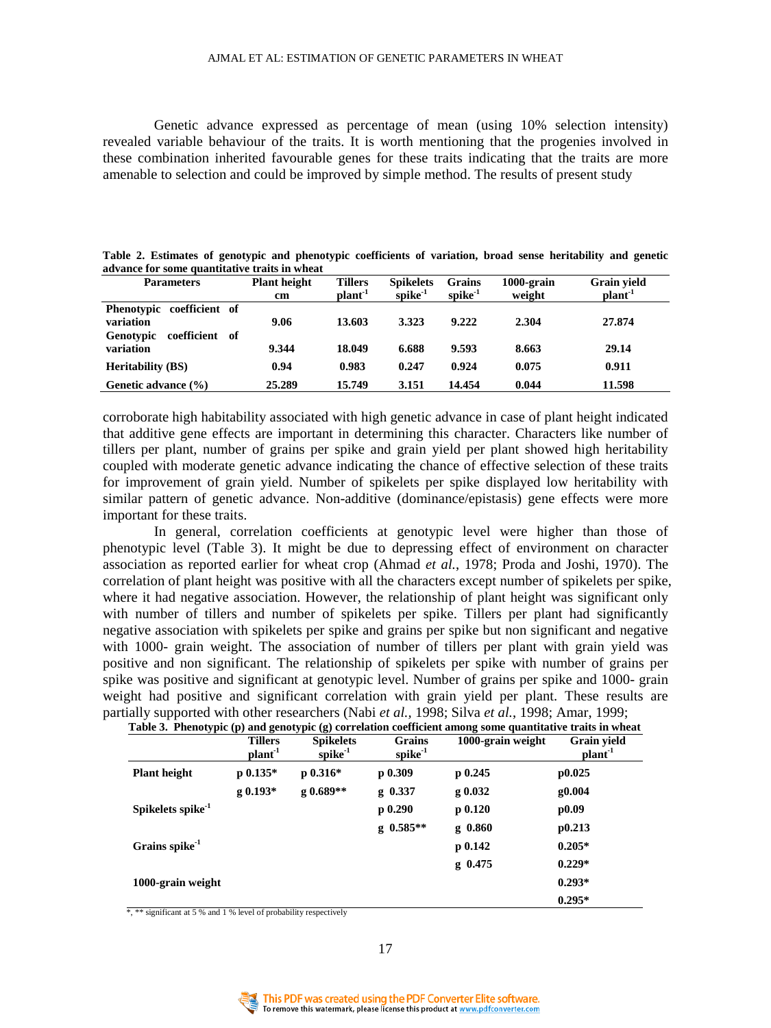Genetic advance expressed as percentage of mean (using 10% selection intensity) revealed variable behaviour of the traits. It is worth mentioning that the progenies involved in these combination inherited favourable genes for these traits indicating that the traits are more amenable to selection and could be improved by simple method. The results of present study corroborate high habitability associated with high genetic advance in case of plant height indicated that additive gene effects are important in determining this character. Characters like number of tillers per plant, number of grains per spike and grain yield per plant showed high heritability coupled with moderate genetic advance indicating the chance of effective selection of these traits for improvement of grain yield. Number of spikelets per spike displayed low heritability with similar pattern of genetic advance. Non-additive (dominance/epistasis) gene effects were more important for these traits.

**Table 2. Estimates of genotypic and phenotypic coefficients of variation, broad sense heritability and genetic advance for some quantitative traits in wheat**

| Parameters | Plant height cm | Tillers plant$^{-1}$ | Spikelets spike$^{-1}$ | Grains spike$^{-1}$ | 1000-grain weight | Grain yield plant$^{-1}$ |
|---|---|---|---|---|---|---|
| **Phenotypic coefficient of variation** | 9.06 | 13.603 | 3.323 | 9.222 | 2.304 | 27.874 |
| **Genotypic coefficient of variation** | 9.344 | 18.049 | 6.688 | 9.593 | 8.663 | 29.14 |
| **Heritability (BS)** | 0.94 | 0.983 | 0.247 | 0.924 | 0.075 | 0.911 |
| **Genetic advance (%)** | 25.289 | 15.749 | 3.151 | 14.454 | 0.044 | 11.598 |

In general, correlation coefficients at genotypic level were higher than those of phenotypic level (Table 3). It might be due to depressing effect of environment on character association as reported earlier for wheat crop (Ahmad *et al.*, 1978; Proda and Joshi, 1970). The correlation of plant height was positive with all the characters except number of spikelets per spike, where it had negative association. However, the relationship of plant height was significant only with number of tillers and number of spikelets per spike. Tillers per plant had significantly negative association with spikelets per spike and grains per spike but non significant and negative with 1000- grain weight. The association of number of tillers per plant with grain yield was positive and non significant. The relationship of spikelets per spike with number of grains per spike was positive and significant at genotypic level. Number of grains per spike and 1000- grain weight had positive and significant correlation with grain yield per plant. These results are partially supported with other researchers (Nabi *et al.*, 1998; Silva *et al.*, 1998; Amar, 1999;

**Table 3. Phenotypic (p) and genotypic (g) correlation coefficient among some quantitative traits in wheat**

| | Tillers plant$^{-1}$ | Spikelets spike$^{-1}$ | Grains spike$^{-1}$ | 1000-grain weight | Grain yield plant$^{-1}$ |
|---|---|---|---|---|---|
| **Plant height** | p 0.135* | p 0.316* | p 0.309 | p 0.245 | p0.025 |
| | g 0.193* | g 0.689** | g 0.337 | g 0.032 | g0.004 |
| **Spikelets spike$^{-1}$** | | | p 0.290 | p 0.120 | p0.09 |
| | | | g 0.585** | g 0.860 | p0.213 |
| **Grains spike$^{-1}$** | | | | p 0.142 | 0.205* |
| | | | | g 0.475 | 0.229* |
| **1000-grain weight** | | | | | 0.293* |
| | | | | | 0.295* |

*, ** significant at 5 % and 1 % level of probability respectively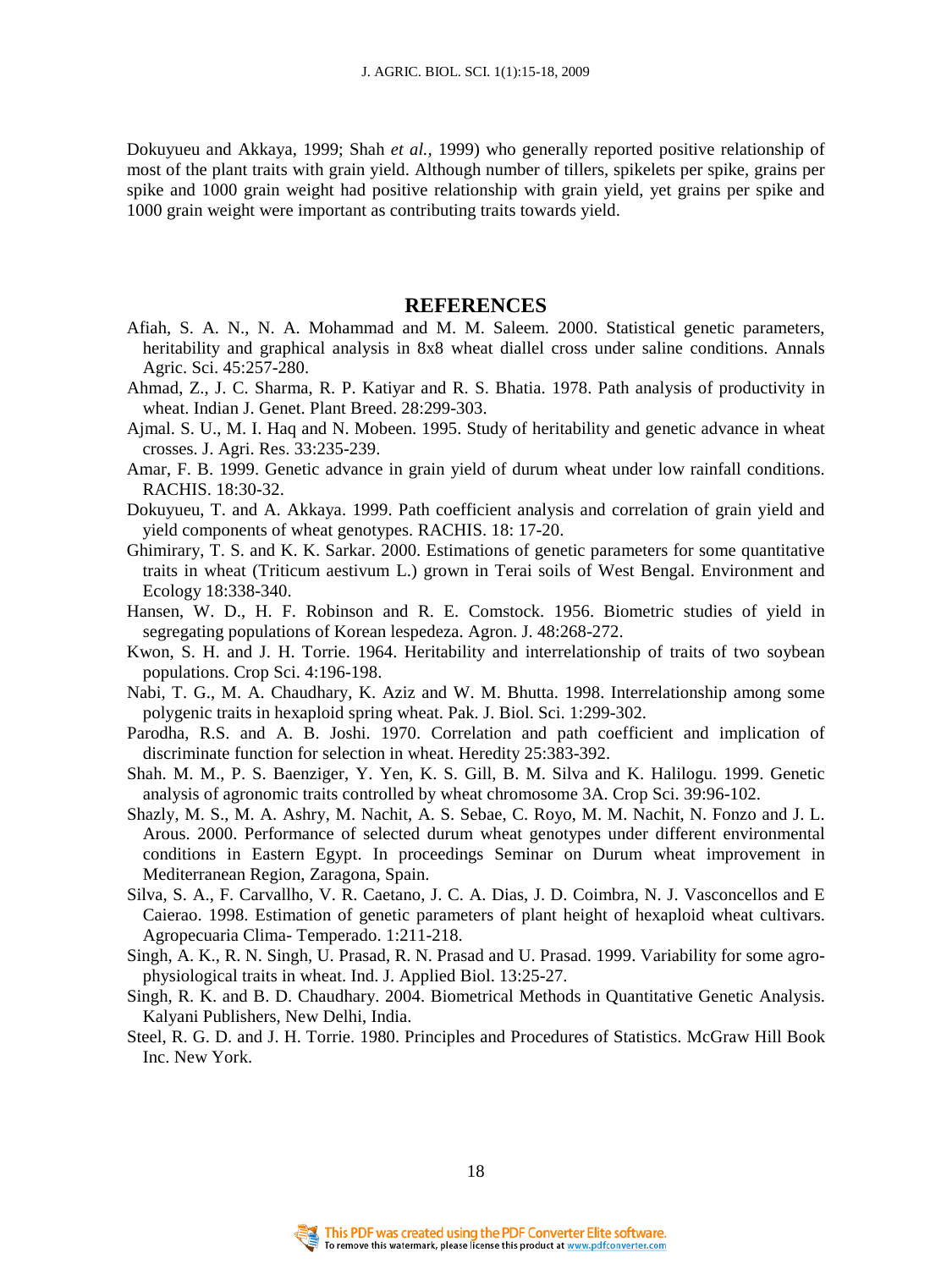Dokuyueu and Akkaya, 1999; Shah *et al.,* 1999) who generally reported positive relationship of most of the plant traits with grain yield. Although number of tillers, spikelets per spike, grains per spike and 1000 grain weight had positive relationship with grain yield, yet grains per spike and 1000 grain weight were important as contributing traits towards yield.

## REFERENCES

Afiah, S. A. N., N. A. Mohammad and M. M. Saleem. 2000. Statistical genetic parameters, heritability and graphical analysis in 8x8 wheat diallel cross under saline conditions. Annals Agric. Sci. 45:257-280.

Ahmad, Z., J. C. Sharma, R. P. Katiyar and R. S. Bhatia. 1978. Path analysis of productivity in wheat. Indian J. Genet. Plant Breed. 28:299-303.

Ajmal. S. U., M. I. Haq and N. Mobeen. 1995. Study of heritability and genetic advance in wheat crosses. J. Agri. Res. 33:235-239.

Amar, F. B. 1999. Genetic advance in grain yield of durum wheat under low rainfall conditions. RACHIS. 18:30-32.

Dokuyueu, T. and A. Akkaya. 1999. Path coefficient analysis and correlation of grain yield and yield components of wheat genotypes. RACHIS. 18: 17-20.

Ghimirary, T. S. and K. K. Sarkar. 2000. Estimations of genetic parameters for some quantitative traits in wheat (Triticum aestivum L.) grown in Terai soils of West Bengal. Environment and Ecology 18:338-340.

Hansen, W. D., H. F. Robinson and R. E. Comstock. 1956. Biometric studies of yield in segregating populations of Korean lespedeza. Agron. J. 48:268-272.

Kwon, S. H. and J. H. Torrie. 1964. Heritability and interrelationship of traits of two soybean populations. Crop Sci. 4:196-198.

Nabi, T. G., M. A. Chaudhary, K. Aziz and W. M. Bhutta. 1998. Interrelationship among some polygenic traits in hexaploid spring wheat. Pak. J. Biol. Sci. 1:299-302.

Parodha, R.S. and A. B. Joshi. 1970. Correlation and path coefficient and implication of discriminate function for selection in wheat. Heredity 25:383-392.

Shah. M. M., P. S. Baenziger, Y. Yen, K. S. Gill, B. M. Silva and K. Halilogu. 1999. Genetic analysis of agronomic traits controlled by wheat chromosome 3A. Crop Sci. 39:96-102.

Shazly, M. S., M. A. Ashry, M. Nachit, A. S. Sebae, C. Royo, M. M. Nachit, N. Fonzo and J. L. Arous. 2000. Performance of selected durum wheat genotypes under different environmental conditions in Eastern Egypt. In proceedings Seminar on Durum wheat improvement in Mediterranean Region, Zaragona, Spain.

Silva, S. A., F. Carvallho, V. R. Caetano, J. C. A. Dias, J. D. Coimbra, N. J. Vasconcellos and E Caierao. 1998. Estimation of genetic parameters of plant height of hexaploid wheat cultivars. Agropecuaria Clima- Temperado. 1:211-218.

Singh, A. K., R. N. Singh, U. Prasad, R. N. Prasad and U. Prasad. 1999. Variability for some agro-physiological traits in wheat. Ind. J. Applied Biol. 13:25-27.

Singh, R. K. and B. D. Chaudhary. 2004. Biometrical Methods in Quantitative Genetic Analysis. Kalyani Publishers, New Delhi, India.

Steel, R. G. D. and J. H. Torrie. 1980. Principles and Procedures of Statistics. McGraw Hill Book Inc. New York.